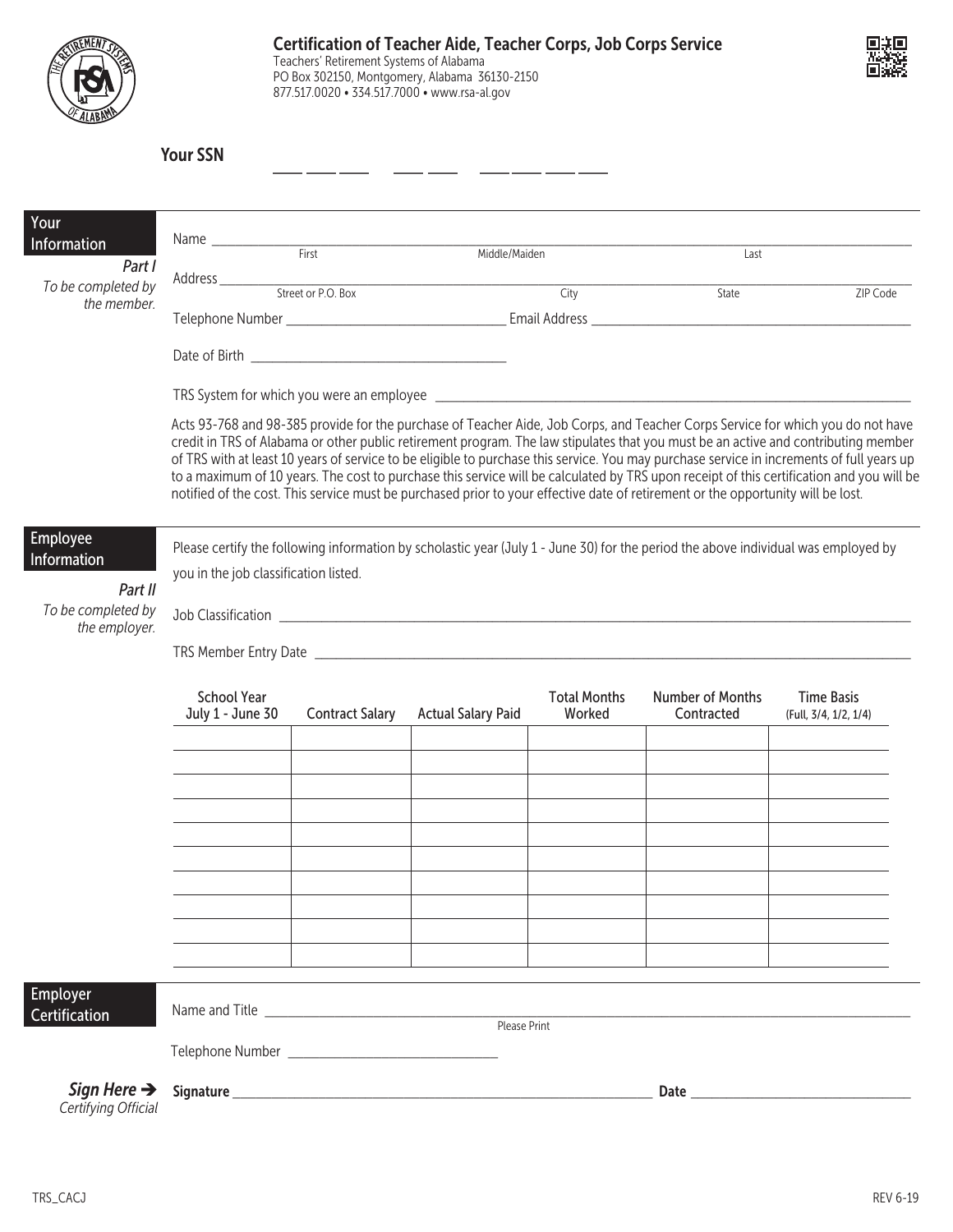# Certification of Teacher Aide, Teacher Corps, Job Corps Service

Teachers' Retirement Systems of Alabama
PO Box 302150, Montgomery, Alabama 36130-2150
877.517.0020 • 334.517.7000 • www.rsa-al.gov

**Your SSN** ___ ___ ___ ___ ___ ___ ___ ___ ___

## Your Information

*Part I*
*To be completed by the member.*

Name ______________________________________________
First Middle/Maiden Last

Address ______________________________________________
Street or P.O. Box City State ZIP Code

Telephone Number ____________________ Email Address ____________________

Date of Birth ____________________

TRS System for which you were an employee ____________________

Acts 93-768 and 98-385 provide for the purchase of Teacher Aide, Job Corps, and Teacher Corps Service for which you do not have credit in TRS of Alabama or other public retirement program. The law stipulates that you must be an active and contributing member of TRS with at least 10 years of service to be eligible to purchase this service. You may purchase service in increments of full years up to a maximum of 10 years. The cost to purchase this service will be calculated by TRS upon receipt of this certification and you will be notified of the cost. This service must be purchased prior to your effective date of retirement or the opportunity will be lost.

## Employee Information

*Part II*
*To be completed by the employer.*

Please certify the following information by scholastic year (July 1 - June 30) for the period the above individual was employed by you in the job classification listed.

Job Classification ____________________

TRS Member Entry Date ____________________

| School Year July 1 - June 30 | Contract Salary | Actual Salary Paid | Total Months Worked | Number of Months Contracted | Time Basis (Full, 3/4, 1/2, 1/4) |
|---|---|---|---|---|---|
| | | | | | |
| | | | | | |
| | | | | | |
| | | | | | |
| | | | | | |
| | | | | | |
| | | | | | |
| | | | | | |
| | | | | | |
| | | | | | |

## Employer Certification

Name and Title ____________________
Please Print

Telephone Number ____________________

***Sign Here ➔***
*Certifying Official*

**Signature** ____________________ **Date** ____________________

TRS_CACJ REV 6-19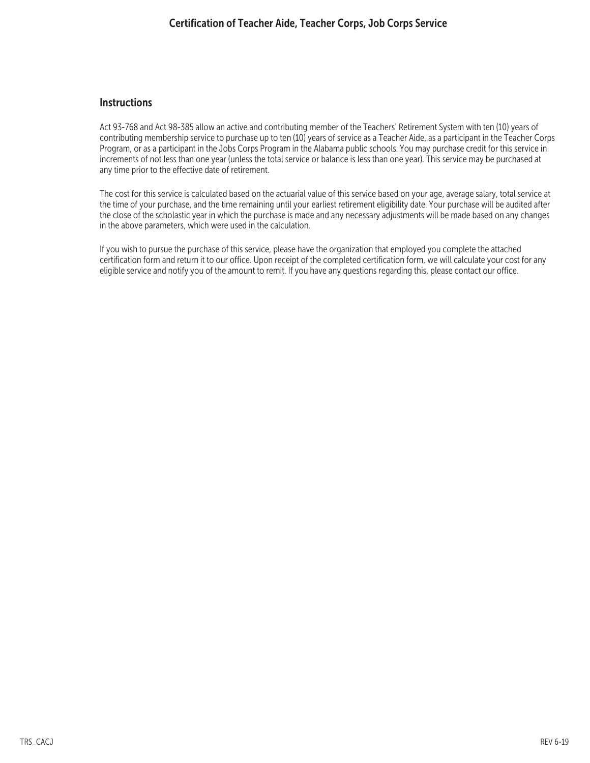## Certification of Teacher Aide, Teacher Corps, Job Corps Service

### Instructions

Act 93-768 and Act 98-385 allow an active and contributing member of the Teachers' Retirement System with ten (10) years of contributing membership service to purchase up to ten (10) years of service as a Teacher Aide, as a participant in the Teacher Corps Program, or as a participant in the Jobs Corps Program in the Alabama public schools. You may purchase credit for this service in increments of not less than one year (unless the total service or balance is less than one year). This service may be purchased at any time prior to the effective date of retirement.

The cost for this service is calculated based on the actuarial value of this service based on your age, average salary, total service at the time of your purchase, and the time remaining until your earliest retirement eligibility date. Your purchase will be audited after the close of the scholastic year in which the purchase is made and any necessary adjustments will be made based on any changes in the above parameters, which were used in the calculation.

If you wish to pursue the purchase of this service, please have the organization that employed you complete the attached certification form and return it to our office. Upon receipt of the completed certification form, we will calculate your cost for any eligible service and notify you of the amount to remit. If you have any questions regarding this, please contact our office.

TRS_CACJ

REV 6-19